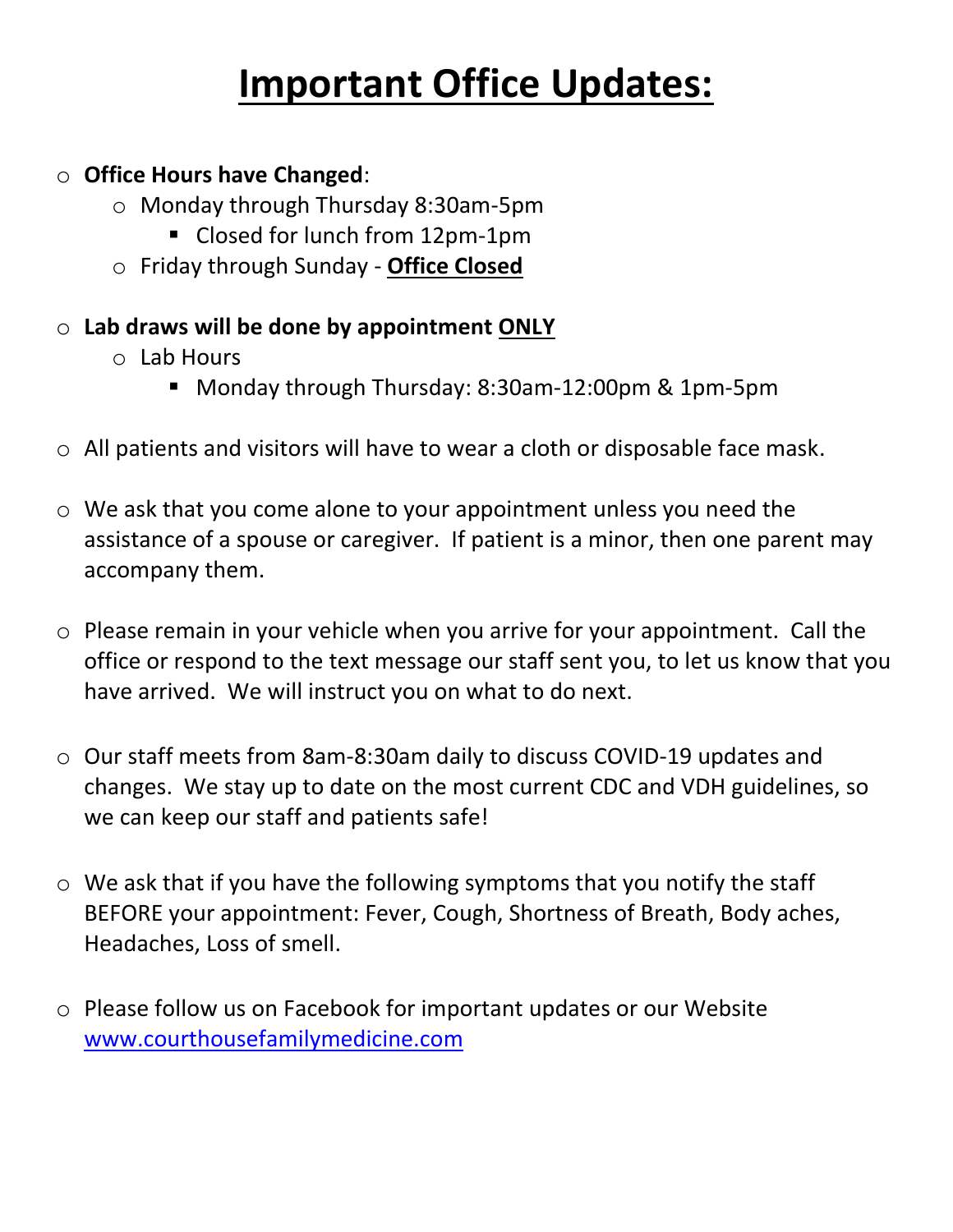# Important Office Updates:

- **Office Hours have Changed**:
  - Monday through Thursday 8:30am-5pm
    - Closed for lunch from 12pm-1pm
  - Friday through Sunday - **Office Closed**
- **Lab draws will be done by appointment ONLY**
  - Lab Hours
    - Monday through Thursday: 8:30am-12:00pm & 1pm-5pm
- All patients and visitors will have to wear a cloth or disposable face mask.
- We ask that you come alone to your appointment unless you need the assistance of a spouse or caregiver. If patient is a minor, then one parent may accompany them.
- Please remain in your vehicle when you arrive for your appointment. Call the office or respond to the text message our staff sent you, to let us know that you have arrived. We will instruct you on what to do next.
- Our staff meets from 8am-8:30am daily to discuss COVID-19 updates and changes. We stay up to date on the most current CDC and VDH guidelines, so we can keep our staff and patients safe!
- We ask that if you have the following symptoms that you notify the staff BEFORE your appointment: Fever, Cough, Shortness of Breath, Body aches, Headaches, Loss of smell.
- Please follow us on Facebook for important updates or our Website www.courthousefamilymedicine.com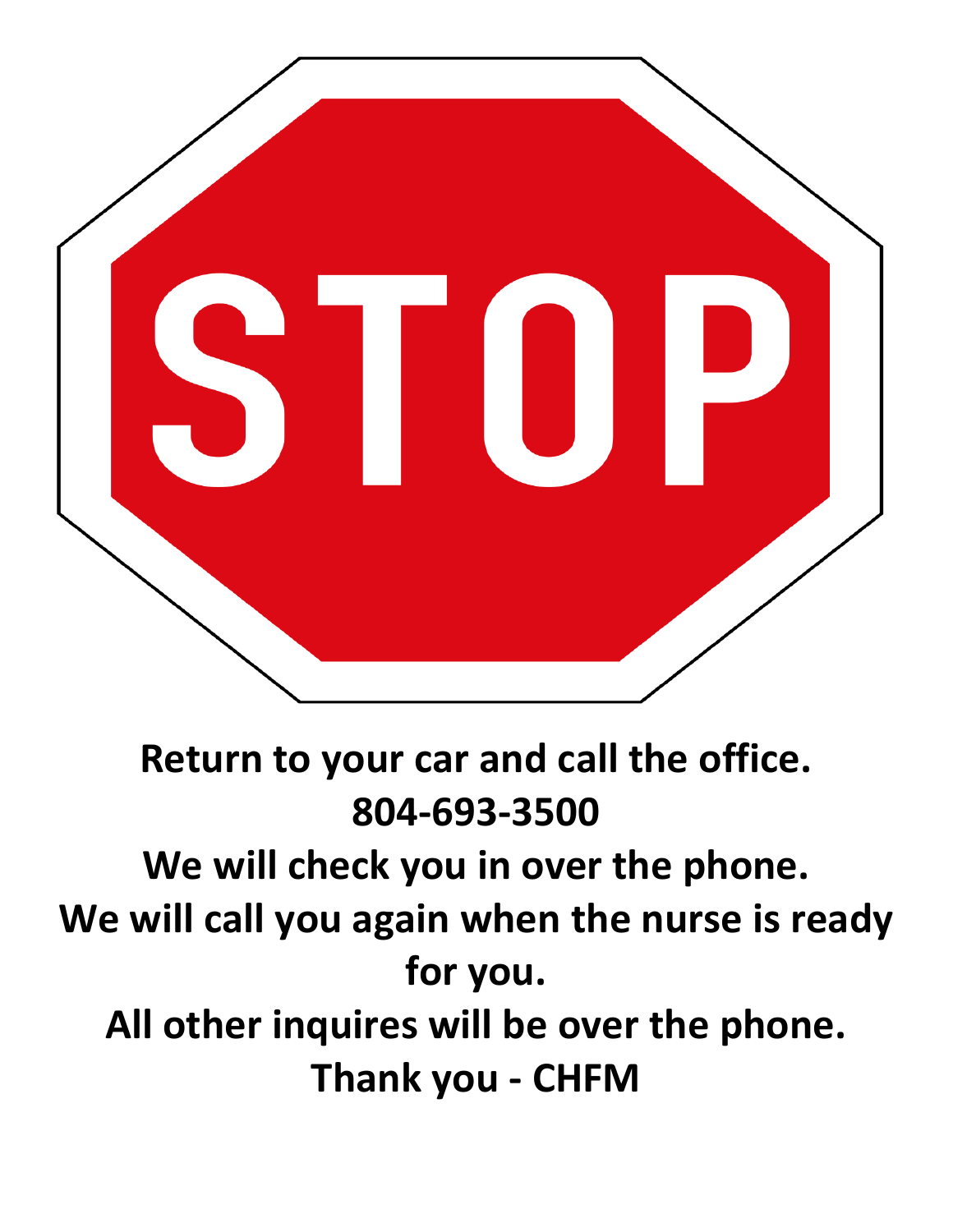# STOP

**Return to your car and call the office.**

**804-693-3500**

**We will check you in over the phone.**

**We will call you again when the nurse is ready for you.**

**All other inquires will be over the phone.**

**Thank you - CHFM**